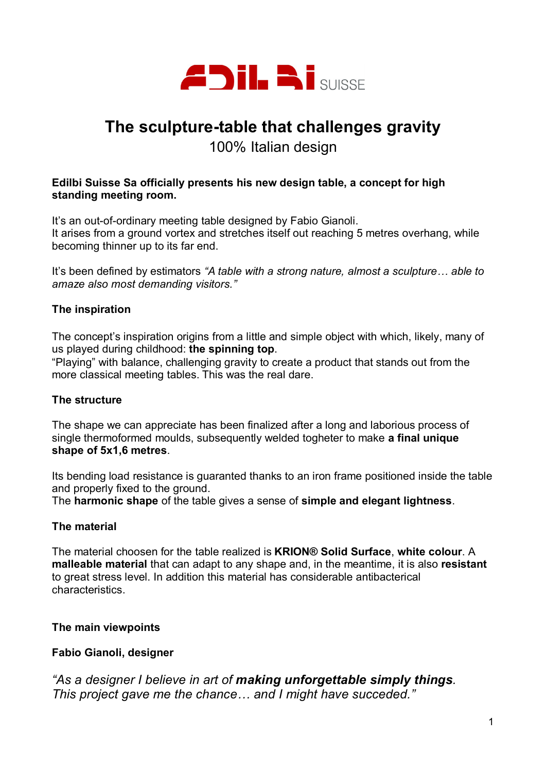EDILBI SUISSE

# The sculpture-table that challenges gravity

## 100% Italian design

**Edilbi Suisse Sa officially presents his new design table, a concept for high standing meeting room.**

It's an out-of-ordinary meeting table designed by Fabio Gianoli.
It arises from a ground vortex and stretches itself out reaching 5 metres overhang, while becoming thinner up to its far end.

It's been defined by estimators *"A table with a strong nature, almost a sculpture… able to amaze also most demanding visitors."*

### The inspiration

The concept's inspiration origins from a little and simple object with which, likely, many of us played during childhood: **the spinning top**.
"Playing" with balance, challenging gravity to create a product that stands out from the more classical meeting tables. This was the real dare.

### The structure

The shape we can appreciate has been finalized after a long and laborious process of single thermoformed moulds, subsequently welded togheter to make **a final unique shape of 5x1,6 metres**.

Its bending load resistance is guaranted thanks to an iron frame positioned inside the table and properly fixed to the ground.
The **harmonic shape** of the table gives a sense of **simple and elegant lightness**.

### The material

The material choosen for the table realized is **KRION® Solid Surface**, **white colour**. A **malleable material** that can adapt to any shape and, in the meantime, it is also **resistant** to great stress level. In addition this material has considerable antibacterical characteristics.

### The main viewpoints

#### Fabio Gianoli, designer

*"As a designer I believe in art of **making unforgettable simply things**. This project gave me the chance… and I might have succeded."*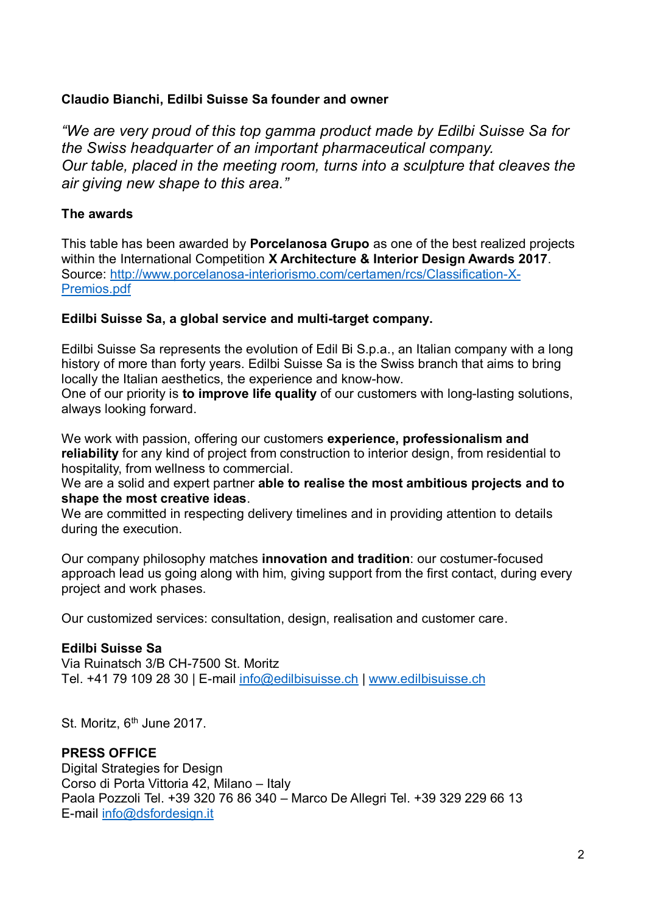**Claudio Bianchi, Edilbi Suisse Sa founder and owner**

*“We are very proud of this top gamma product made by Edilbi Suisse Sa for the Swiss headquarter of an important pharmaceutical company.*
*Our table, placed in the meeting room, turns into a sculpture that cleaves the air giving new shape to this area.”*

**The awards**

This table has been awarded by **Porcelanosa Grupo** as one of the best realized projects within the International Competition **X Architecture & Interior Design Awards 2017**.
Source: [http://www.porcelanosa-interiorismo.com/certamen/rcs/Classification-X-Premios.pdf](http://www.porcelanosa-interiorismo.com/certamen/rcs/Classification-X-Premios.pdf)

**Edilbi Suisse Sa, a global service and multi-target company.**

Edilbi Suisse Sa represents the evolution of Edil Bi S.p.a., an Italian company with a long history of more than forty years. Edilbi Suisse Sa is the Swiss branch that aims to bring locally the Italian aesthetics, the experience and know-how.
One of our priority is **to improve life quality** of our customers with long-lasting solutions, always looking forward.

We work with passion, offering our customers **experience, professionalism and reliability** for any kind of project from construction to interior design, from residential to hospitality, from wellness to commercial.
We are a solid and expert partner **able to realise the most ambitious projects and to shape the most creative ideas**.
We are committed in respecting delivery timelines and in providing attention to details during the execution.

Our company philosophy matches **innovation and tradition**: our costumer-focused approach lead us going along with him, giving support from the first contact, during every project and work phases.

Our customized services: consultation, design, realisation and customer care.

**Edilbi Suisse Sa**
Via Ruinatsch 3/B CH-7500 St. Moritz
Tel. +41 79 109 28 30 | E-mail [info@edilbisuisse.ch](mailto:info@edilbisuisse.ch) | [www.edilbisuisse.ch](http://www.edilbisuisse.ch)

St. Moritz, 6th June 2017.

**PRESS OFFICE**
Digital Strategies for Design
Corso di Porta Vittoria 42, Milano – Italy
Paola Pozzoli Tel. +39 320 76 86 340 – Marco De Allegri Tel. +39 329 229 66 13
E-mail [info@dsfordesign.it](mailto:info@dsfordesign.it)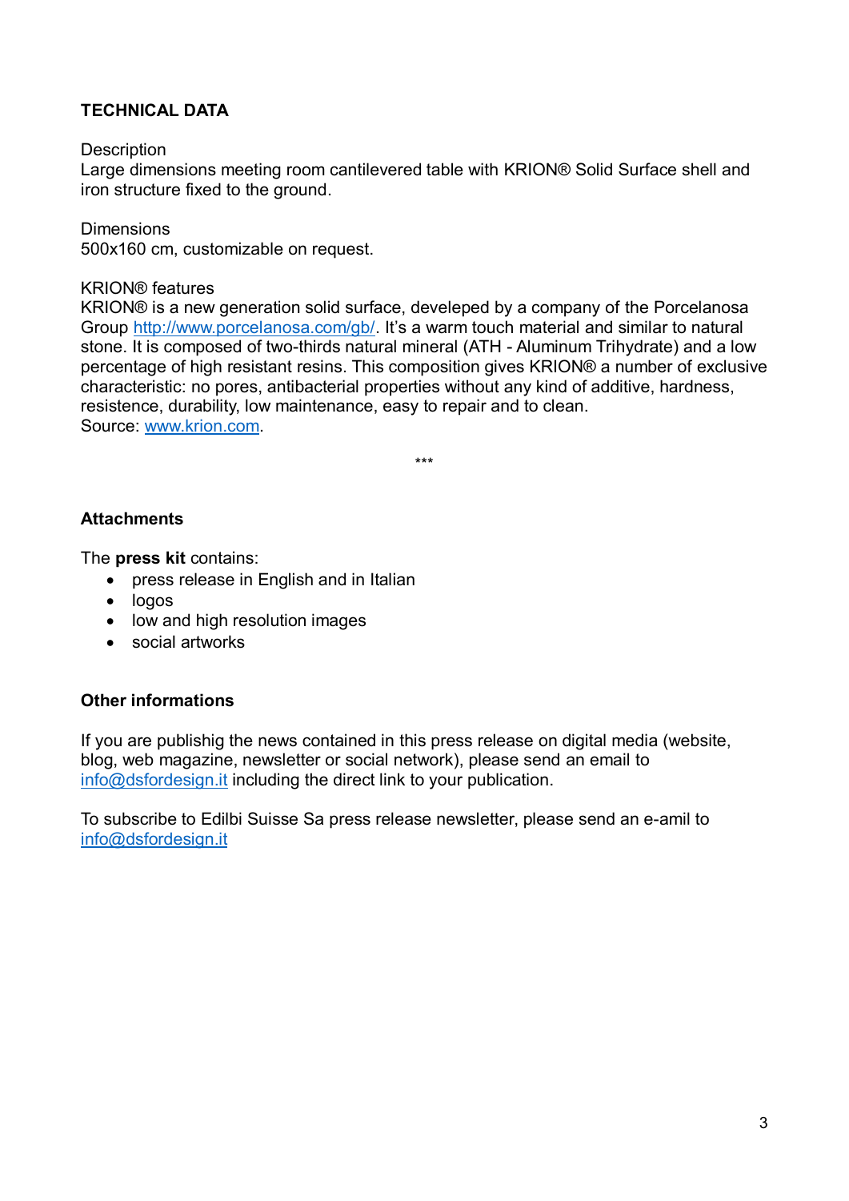**TECHNICAL DATA**

Description
Large dimensions meeting room cantilevered table with KRION® Solid Surface shell and iron structure fixed to the ground.

Dimensions
500x160 cm, customizable on request.

KRION® features
KRION® is a new generation solid surface, develeped by a company of the Porcelanosa Group http://www.porcelanosa.com/gb/. It's a warm touch material and similar to natural stone. It is composed of two-thirds natural mineral (ATH - Aluminum Trihydrate) and a low percentage of high resistant resins. This composition gives KRION® a number of exclusive characteristic: no pores, antibacterial properties without any kind of additive, hardness, resistence, durability, low maintenance, easy to repair and to clean.
Source: www.krion.com.

\*\*\*

**Attachments**

The **press kit** contains:

- press release in English and in Italian
- logos
- low and high resolution images
- social artworks

**Other informations**

If you are publishig the news contained in this press release on digital media (website, blog, web magazine, newsletter or social network), please send an email to info@dsfordesign.it including the direct link to your publication.

To subscribe to Edilbi Suisse Sa press release newsletter, please send an e-amil to info@dsfordesign.it